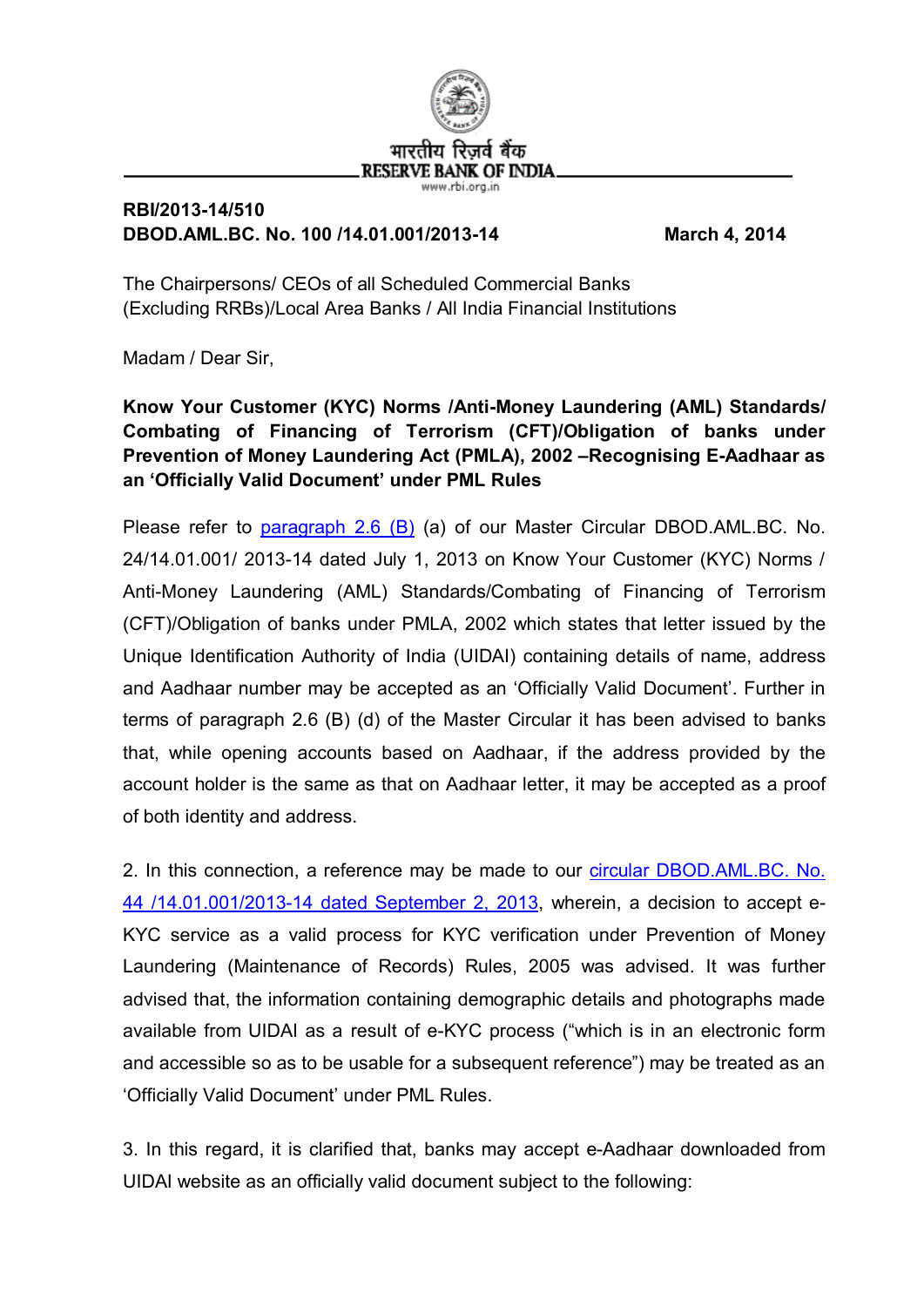भारतीय रिज़र्व बैंक
RESERVE BANK OF INDIA
www.rbi.org.in

**RBI/2013-14/510**
**DBOD.AML.BC. No. 100 /14.01.001/2013-14** **March 4, 2014**

The Chairpersons/ CEOs of all Scheduled Commercial Banks
(Excluding RRBs)/Local Area Banks / All India Financial Institutions

Madam / Dear Sir,

**Know Your Customer (KYC) Norms /Anti-Money Laundering (AML) Standards/ Combating of Financing of Terrorism (CFT)/Obligation of banks under Prevention of Money Laundering Act (PMLA), 2002 –Recognising E-Aadhaar as an 'Officially Valid Document' under PML Rules**

Please refer to paragraph 2.6 (B) (a) of our Master Circular DBOD.AML.BC. No. 24/14.01.001/ 2013-14 dated July 1, 2013 on Know Your Customer (KYC) Norms / Anti-Money Laundering (AML) Standards/Combating of Financing of Terrorism (CFT)/Obligation of banks under PMLA, 2002 which states that letter issued by the Unique Identification Authority of India (UIDAI) containing details of name, address and Aadhaar number may be accepted as an 'Officially Valid Document'. Further in terms of paragraph 2.6 (B) (d) of the Master Circular it has been advised to banks that, while opening accounts based on Aadhaar, if the address provided by the account holder is the same as that on Aadhaar letter, it may be accepted as a proof of both identity and address.

2. In this connection, a reference may be made to our circular DBOD.AML.BC. No. 44 /14.01.001/2013-14 dated September 2, 2013, wherein, a decision to accept e-KYC service as a valid process for KYC verification under Prevention of Money Laundering (Maintenance of Records) Rules, 2005 was advised. It was further advised that, the information containing demographic details and photographs made available from UIDAI as a result of e-KYC process ("which is in an electronic form and accessible so as to be usable for a subsequent reference") may be treated as an 'Officially Valid Document' under PML Rules.

3. In this regard, it is clarified that, banks may accept e-Aadhaar downloaded from UIDAI website as an officially valid document subject to the following: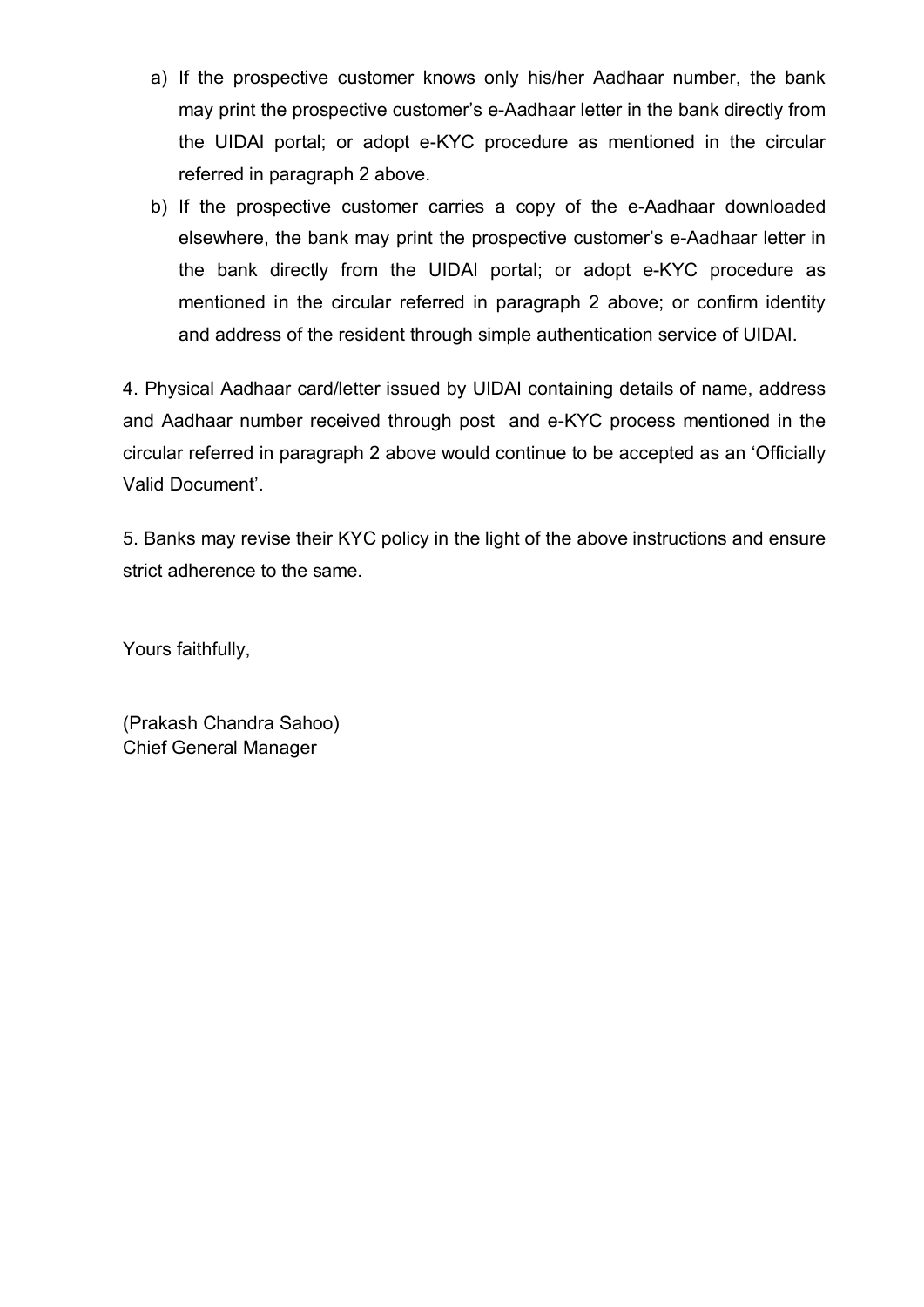a) If the prospective customer knows only his/her Aadhaar number, the bank may print the prospective customer's e-Aadhaar letter in the bank directly from the UIDAI portal; or adopt e-KYC procedure as mentioned in the circular referred in paragraph 2 above.

b) If the prospective customer carries a copy of the e-Aadhaar downloaded elsewhere, the bank may print the prospective customer's e-Aadhaar letter in the bank directly from the UIDAI portal; or adopt e-KYC procedure as mentioned in the circular referred in paragraph 2 above; or confirm identity and address of the resident through simple authentication service of UIDAI.

4. Physical Aadhaar card/letter issued by UIDAI containing details of name, address and Aadhaar number received through post and e-KYC process mentioned in the circular referred in paragraph 2 above would continue to be accepted as an 'Officially Valid Document'.

5. Banks may revise their KYC policy in the light of the above instructions and ensure strict adherence to the same.

Yours faithfully,

(Prakash Chandra Sahoo)
Chief General Manager